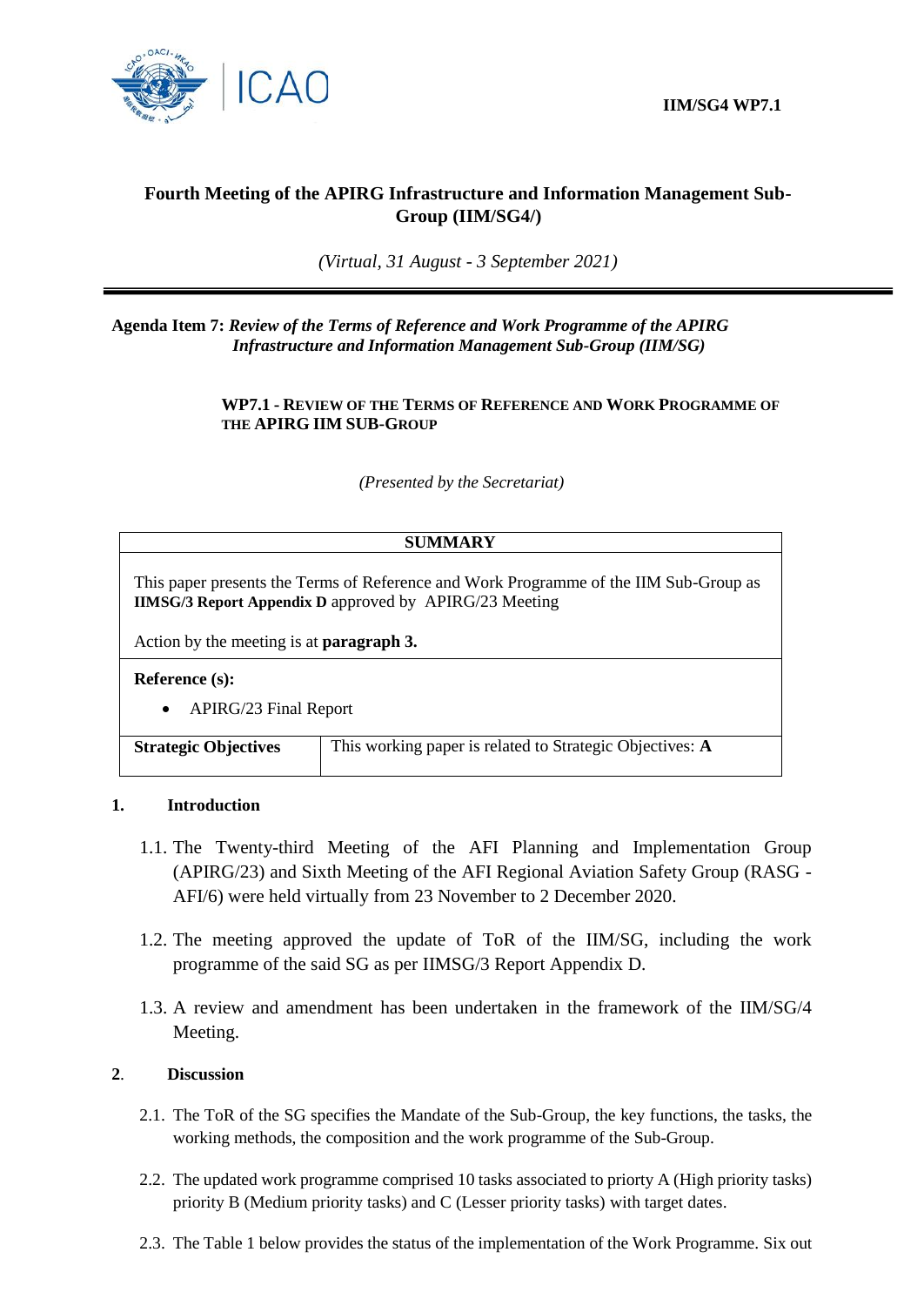**IIM/SG4 WP7.1**

# Fourth Meeting of the APIRG Infrastructure and Information Management Sub-Group (IIM/SG4/)

*(Virtual, 31 August - 3 September 2021)*

---

**Agenda Item 7:** ***Review of the Terms of Reference and Work Programme of the APIRG Infrastructure and Information Management Sub-Group (IIM/SG)***

## WP7.1 - REVIEW OF THE TERMS OF REFERENCE AND WORK PROGRAMME OF THE APIRG IIM SUB-GROUP

*(Presented by the Secretariat)*

| **SUMMARY** | |
|---|---|
| This paper presents the Terms of Reference and Work Programme of the IIM Sub-Group as **IIMSG/3 Report Appendix D** approved by APIRG/23 Meeting<br><br>Action by the meeting is at **paragraph 3.** | |
| **Reference (s):**<br>• APIRG/23 Final Report | |
| **Strategic Objectives** | This working paper is related to Strategic Objectives: **A** |

**1. Introduction**

1.1. The Twenty-third Meeting of the AFI Planning and Implementation Group (APIRG/23) and Sixth Meeting of the AFI Regional Aviation Safety Group (RASG - AFI/6) were held virtually from 23 November to 2 December 2020.

1.2. The meeting approved the update of ToR of the IIM/SG, including the work programme of the said SG as per IIMSG/3 Report Appendix D.

1.3. A review and amendment has been undertaken in the framework of the IIM/SG/4 Meeting.

**2. Discussion**

2.1. The ToR of the SG specifies the Mandate of the Sub-Group, the key functions, the tasks, the working methods, the composition and the work programme of the Sub-Group.

2.2. The updated work programme comprised 10 tasks associated to priorty A (High priority tasks) priority B (Medium priority tasks) and C (Lesser priority tasks) with target dates.

2.3. The Table 1 below provides the status of the implementation of the Work Programme. Six out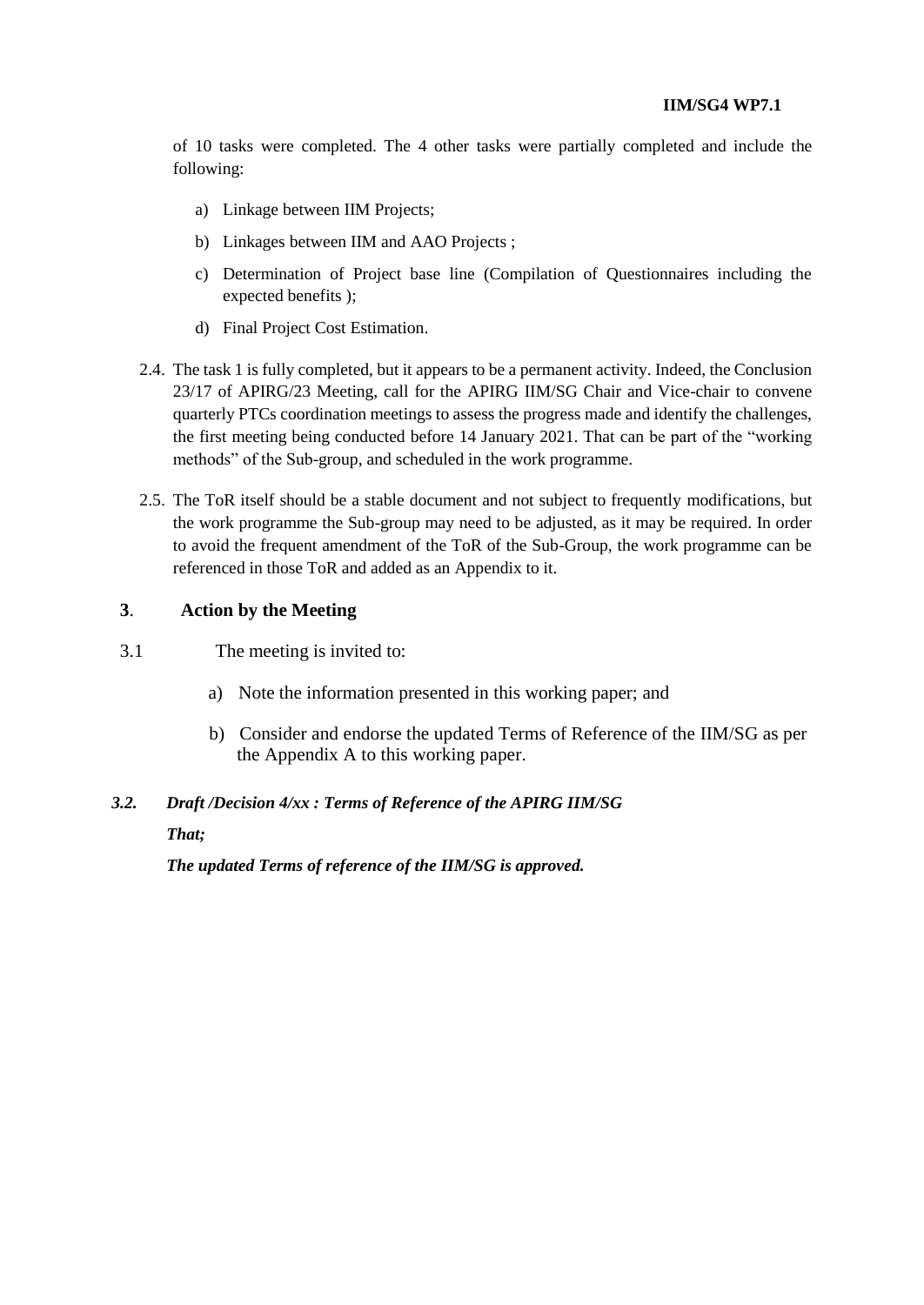of 10 tasks were completed. The 4 other tasks were partially completed and include the following:

a) Linkage between IIM Projects;

b) Linkages between IIM and AAO Projects ;

c) Determination of Project base line (Compilation of Questionnaires including the expected benefits );

d) Final Project Cost Estimation.

2.4. The task 1 is fully completed, but it appears to be a permanent activity. Indeed, the Conclusion 23/17 of APIRG/23 Meeting, call for the APIRG IIM/SG Chair and Vice-chair to convene quarterly PTCs coordination meetings to assess the progress made and identify the challenges, the first meeting being conducted before 14 January 2021. That can be part of the "working methods" of the Sub-group, and scheduled in the work programme.

2.5. The ToR itself should be a stable document and not subject to frequently modifications, but the work programme the Sub-group may need to be adjusted, as it may be required. In order to avoid the frequent amendment of the ToR of the Sub-Group, the work programme can be referenced in those ToR and added as an Appendix to it.

## 3. Action by the Meeting

3.1 The meeting is invited to:

a) Note the information presented in this working paper; and

b) Consider and endorse the updated Terms of Reference of the IIM/SG as per the Appendix A to this working paper.

***3.2. Draft /Decision 4/xx : Terms of Reference of the APIRG IIM/SG***

***That;***

***The updated Terms of reference of the IIM/SG is approved.***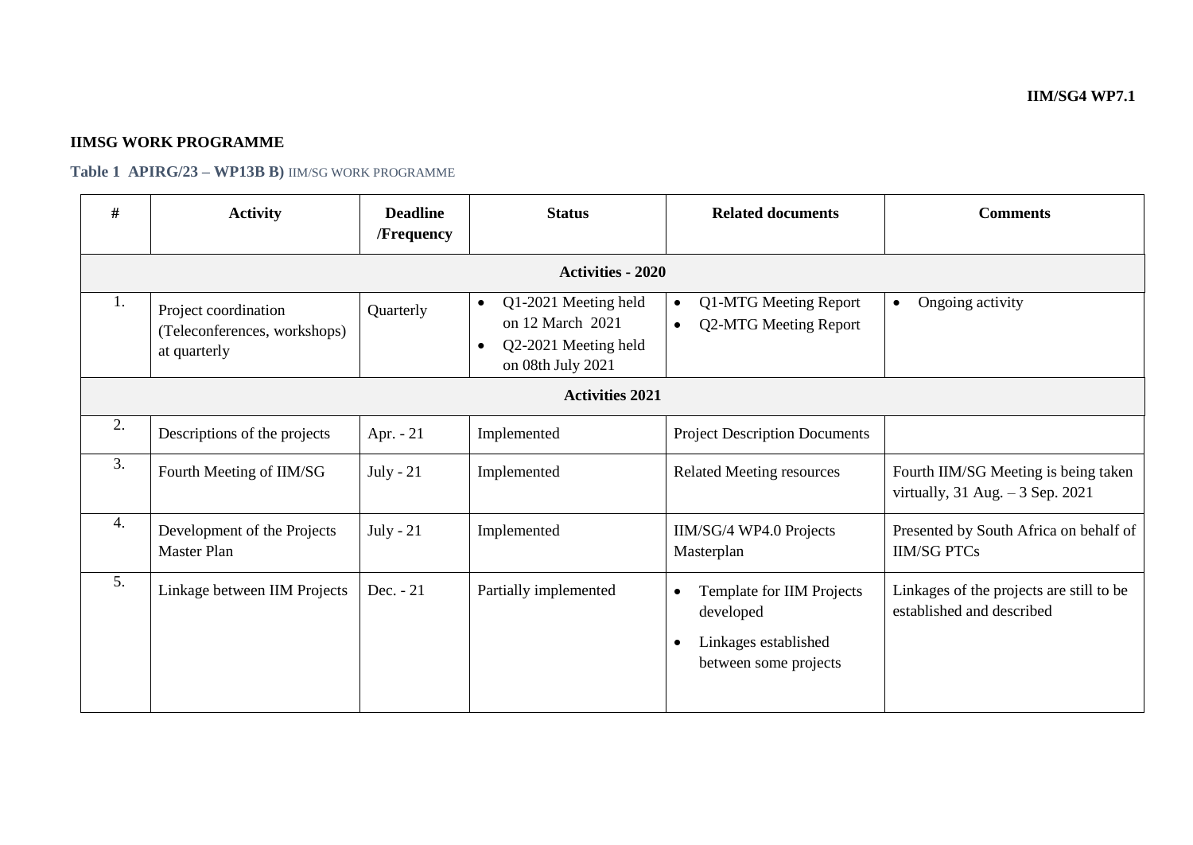**IIM/SG4 WP7.1**

**IIMSG WORK PROGRAMME**

**Table 1 APIRG/23 – WP13B B)** IIM/SG WORK PROGRAMME

| # | Activity | Deadline /Frequency | Status | Related documents | Comments |
|---|---|---|---|---|---|
| **Activities - 2020** | | | | | |
| 1. | Project coordination (Teleconferences, workshops) at quarterly | Quarterly | • Q1-2021 Meeting held on 12 March 2021<br>• Q2-2021 Meeting held on 08th July 2021 | • Q1-MTG Meeting Report<br>• Q2-MTG Meeting Report | • Ongoing activity |
| **Activities 2021** | | | | | |
| 2. | Descriptions of the projects | Apr. - 21 | Implemented | Project Description Documents | |
| 3. | Fourth Meeting of IIM/SG | July - 21 | Implemented | Related Meeting resources | Fourth IIM/SG Meeting is being taken virtually, 31 Aug. – 3 Sep. 2021 |
| 4. | Development of the Projects Master Plan | July - 21 | Implemented | IIM/SG/4 WP4.0 Projects Masterplan | Presented by South Africa on behalf of IIM/SG PTCs |
| 5. | Linkage between IIM Projects | Dec. - 21 | Partially implemented | • Template for IIM Projects developed<br>• Linkages established between some projects | Linkages of the projects are still to be established and described |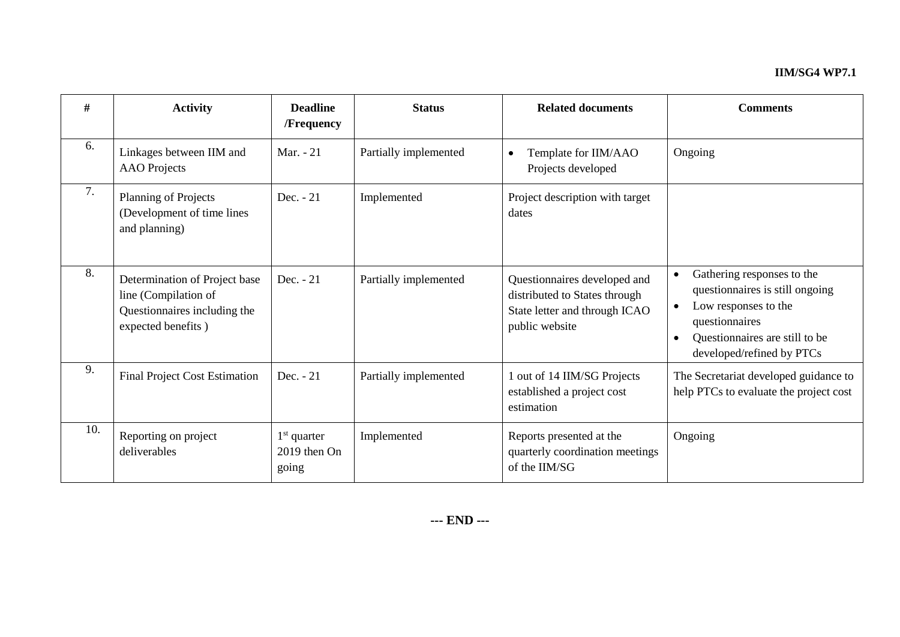| # | Activity | Deadline /Frequency | Status | Related documents | Comments |
|---|---|---|---|---|---|
| 6. | Linkages between IIM and AAO Projects | Mar. - 21 | Partially implemented | • Template for IIM/AAO Projects developed | Ongoing |
| 7. | Planning of Projects (Development of time lines and planning) | Dec. - 21 | Implemented | Project description with target dates | |
| 8. | Determination of Project base line (Compilation of Questionnaires including the expected benefits ) | Dec. - 21 | Partially implemented | Questionnaires developed and distributed to States through State letter and through ICAO public website | • Gathering responses to the questionnaires is still ongoing<br>• Low responses to the questionnaires<br>• Questionnaires are still to be developed/refined by PTCs |
| 9. | Final Project Cost Estimation | Dec. - 21 | Partially implemented | 1 out of 14 IIM/SG Projects established a project cost estimation | The Secretariat developed guidance to help PTCs to evaluate the project cost |
| 10. | Reporting on project deliverables | 1st quarter 2019 then On going | Implemented | Reports presented at the quarterly coordination meetings of the IIM/SG | Ongoing |

**--- END ---**